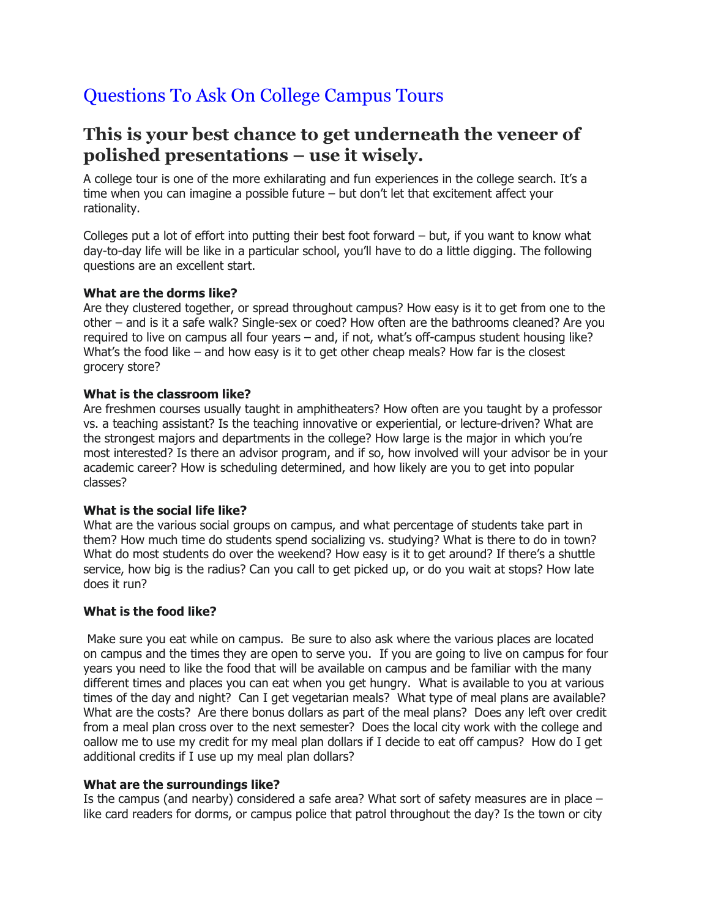# Questions To Ask On College Campus Tours

## This is your best chance to get underneath the veneer of polished presentations – use it wisely.

A college tour is one of the more exhilarating and fun experiences in the college search. It's a time when you can imagine a possible future – but don't let that excitement affect your rationality.

Colleges put a lot of effort into putting their best foot forward – but, if you want to know what day-to-day life will be like in a particular school, you'll have to do a little digging. The following questions are an excellent start.

**What are the dorms like?**
Are they clustered together, or spread throughout campus? How easy is it to get from one to the other – and is it a safe walk? Single-sex or coed? How often are the bathrooms cleaned? Are you required to live on campus all four years – and, if not, what's off-campus student housing like? What's the food like – and how easy is it to get other cheap meals? How far is the closest grocery store?

**What is the classroom like?**
Are freshmen courses usually taught in amphitheaters? How often are you taught by a professor vs. a teaching assistant? Is the teaching innovative or experiential, or lecture-driven? What are the strongest majors and departments in the college? How large is the major in which you're most interested? Is there an advisor program, and if so, how involved will your advisor be in your academic career? How is scheduling determined, and how likely are you to get into popular classes?

**What is the social life like?**
What are the various social groups on campus, and what percentage of students take part in them? How much time do students spend socializing vs. studying? What is there to do in town? What do most students do over the weekend? How easy is it to get around? If there's a shuttle service, how big is the radius? Can you call to get picked up, or do you wait at stops? How late does it run?

**What is the food like?**

Make sure you eat while on campus. Be sure to also ask where the various places are located on campus and the times they are open to serve you. If you are going to live on campus for four years you need to like the food that will be available on campus and be familiar with the many different times and places you can eat when you get hungry. What is available to you at various times of the day and night? Can I get vegetarian meals? What type of meal plans are available? What are the costs? Are there bonus dollars as part of the meal plans? Does any left over credit from a meal plan cross over to the next semester? Does the local city work with the college and oallow me to use my credit for my meal plan dollars if I decide to eat off campus? How do I get additional credits if I use up my meal plan dollars?

**What are the surroundings like?**
Is the campus (and nearby) considered a safe area? What sort of safety measures are in place – like card readers for dorms, or campus police that patrol throughout the day? Is the town or city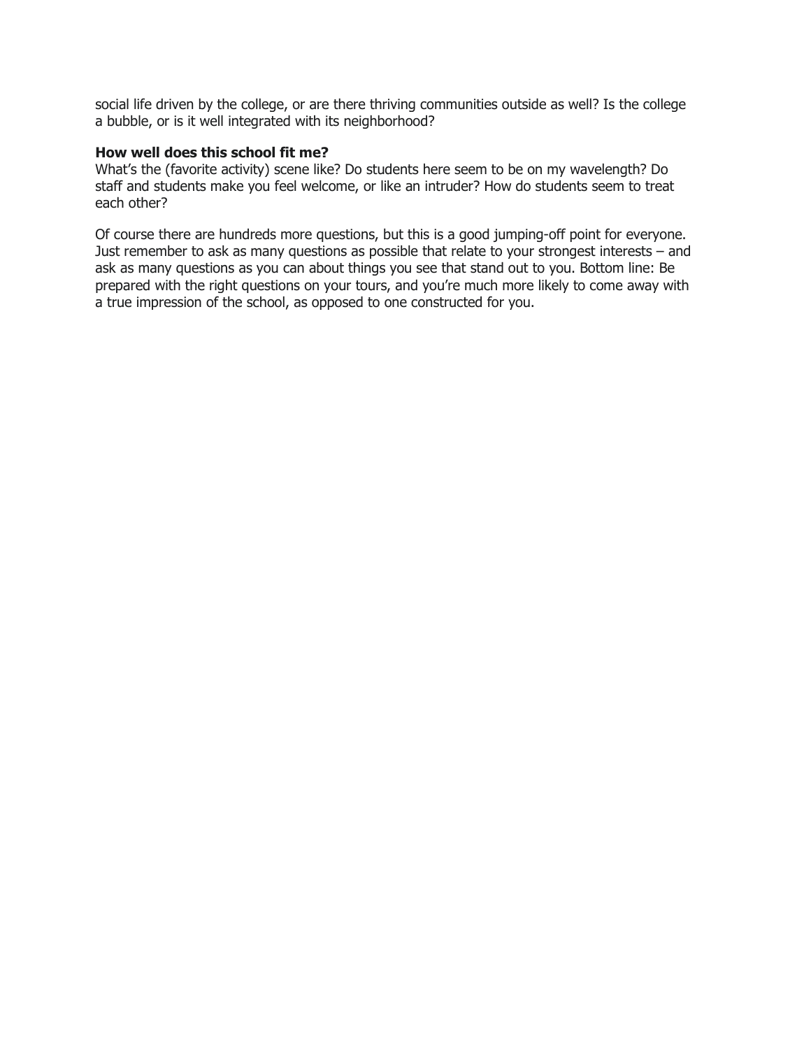social life driven by the college, or are there thriving communities outside as well? Is the college a bubble, or is it well integrated with its neighborhood?

**How well does this school fit me?**
What's the (favorite activity) scene like? Do students here seem to be on my wavelength? Do staff and students make you feel welcome, or like an intruder? How do students seem to treat each other?

Of course there are hundreds more questions, but this is a good jumping-off point for everyone. Just remember to ask as many questions as possible that relate to your strongest interests – and ask as many questions as you can about things you see that stand out to you. Bottom line: Be prepared with the right questions on your tours, and you're much more likely to come away with a true impression of the school, as opposed to one constructed for you.